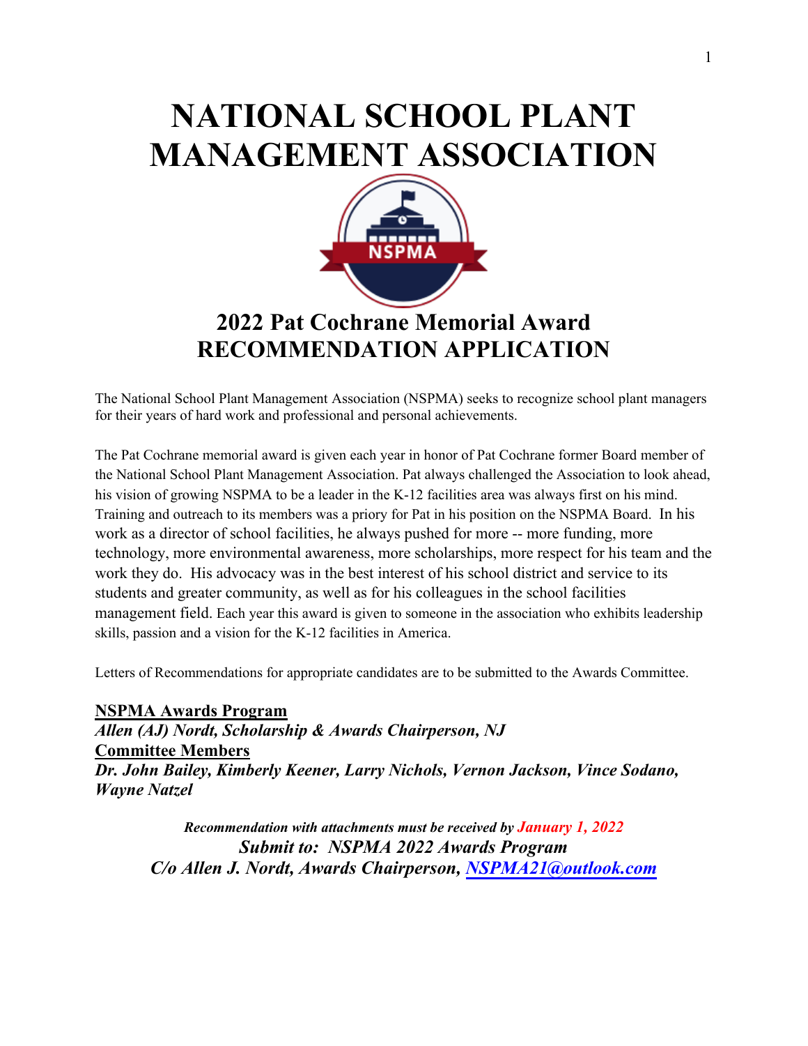# NATIONAL SCHOOL PLANT MANAGEMENT ASSOCIATION

## 2022 Pat Cochrane Memorial Award RECOMMENDATION APPLICATION

The National School Plant Management Association (NSPMA) seeks to recognize school plant managers for their years of hard work and professional and personal achievements.

The Pat Cochrane memorial award is given each year in honor of Pat Cochrane former Board member of the National School Plant Management Association. Pat always challenged the Association to look ahead, his vision of growing NSPMA to be a leader in the K-12 facilities area was always first on his mind. Training and outreach to its members was a priory for Pat in his position on the NSPMA Board. In his work as a director of school facilities, he always pushed for more -- more funding, more technology, more environmental awareness, more scholarships, more respect for his team and the work they do. His advocacy was in the best interest of his school district and service to its students and greater community, as well as for his colleagues in the school facilities management field. Each year this award is given to someone in the association who exhibits leadership skills, passion and a vision for the K-12 facilities in America.

Letters of Recommendations for appropriate candidates are to be submitted to the Awards Committee.

**NSPMA Awards Program**
***Allen (AJ) Nordt, Scholarship & Awards Chairperson, NJ***
**Committee Members**
***Dr. John Bailey, Kimberly Keener, Larry Nichols, Vernon Jackson, Vince Sodano, Wayne Natzel***

***Recommendation with attachments must be received by January 1, 2022***
***Submit to: NSPMA 2022 Awards Program***
***C/o Allen J. Nordt, Awards Chairperson, NSPMA21@outlook.com***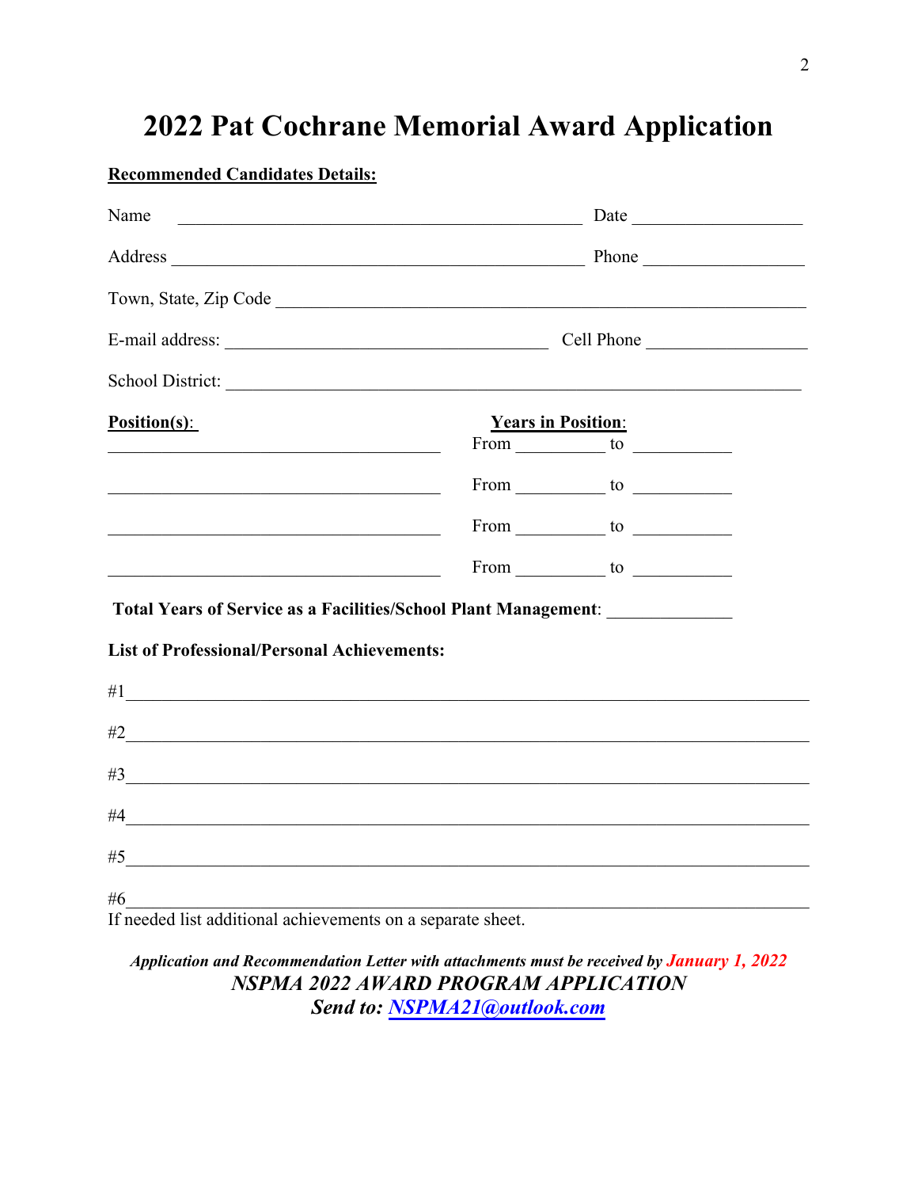# 2022 Pat Cochrane Memorial Award Application

**Recommended Candidates Details:**

Name ______________________________________________ Date ___________________

Address ______________________________________________ Phone __________________

Town, State, Zip Code ____________________________________________________________

E-mail address: ____________________________________ Cell Phone _________________

School District: __________________________________________________________________

| **Position(s):** | **Years in Position:** |
|---|---|
| ______________________________________ | From __________ to ___________ |
| ______________________________________ | From __________ to ___________ |
| ______________________________________ | From __________ to ___________ |
| ______________________________________ | From __________ to ___________ |

**Total Years of Service as a Facilities/School Plant Management**: ______________

**List of Professional/Personal Achievements:**

#1_______________________________________________________________________________

#2_______________________________________________________________________________

#3_______________________________________________________________________________

#4_______________________________________________________________________________

#5_______________________________________________________________________________

#6_______________________________________________________________________________

If needed list additional achievements on a separate sheet.

***Application and Recommendation Letter with attachments must be received by January 1, 2022***

***NSPMA 2022 AWARD PROGRAM APPLICATION***

***Send to: NSPMA21@outlook.com***